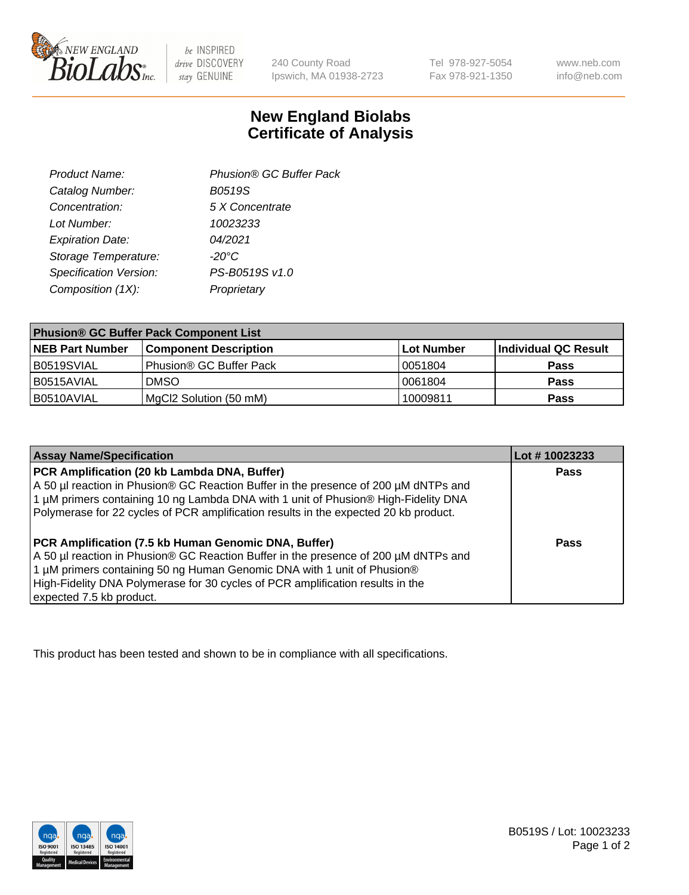240 County Road
Ipswich, MA 01938-2723

Tel 978-927-5054
Fax 978-921-1350

www.neb.com
info@neb.com

# New England Biolabs
# Certificate of Analysis

| | |
|---|---|
| *Product Name:* | *Phusion® GC Buffer Pack* |
| *Catalog Number:* | *B0519S* |
| *Concentration:* | *5 X Concentrate* |
| *Lot Number:* | *10023233* |
| *Expiration Date:* | *04/2021* |
| *Storage Temperature:* | *-20°C* |
| *Specification Version:* | *PS-B0519S v1.0* |
| *Composition (1X):* | *Proprietary* |

| **Phusion® GC Buffer Pack Component List** | | | |
|---|---|---|---|
| **NEB Part Number** | **Component Description** | **Lot Number** | **Individual QC Result** |
| B0519SVIAL | Phusion® GC Buffer Pack | 0051804 | **Pass** |
| B0515AVIAL | DMSO | 0061804 | **Pass** |
| B0510AVIAL | MgCl2 Solution (50 mM) | 10009811 | **Pass** |

| **Assay Name/Specification** | **Lot # 10023233** |
|---|---|
| **PCR Amplification (20 kb Lambda DNA, Buffer)**<br>A 50 µl reaction in Phusion® GC Reaction Buffer in the presence of 200 µM dNTPs and 1 µM primers containing 10 ng Lambda DNA with 1 unit of Phusion® High-Fidelity DNA Polymerase for 22 cycles of PCR amplification results in the expected 20 kb product. | **Pass** |
| **PCR Amplification (7.5 kb Human Genomic DNA, Buffer)**<br>A 50 µl reaction in Phusion® GC Reaction Buffer in the presence of 200 µM dNTPs and 1 µM primers containing 50 ng Human Genomic DNA with 1 unit of Phusion® High-Fidelity DNA Polymerase for 30 cycles of PCR amplification results in the expected 7.5 kb product. | **Pass** |

This product has been tested and shown to be in compliance with all specifications.

B0519S / Lot: 10023233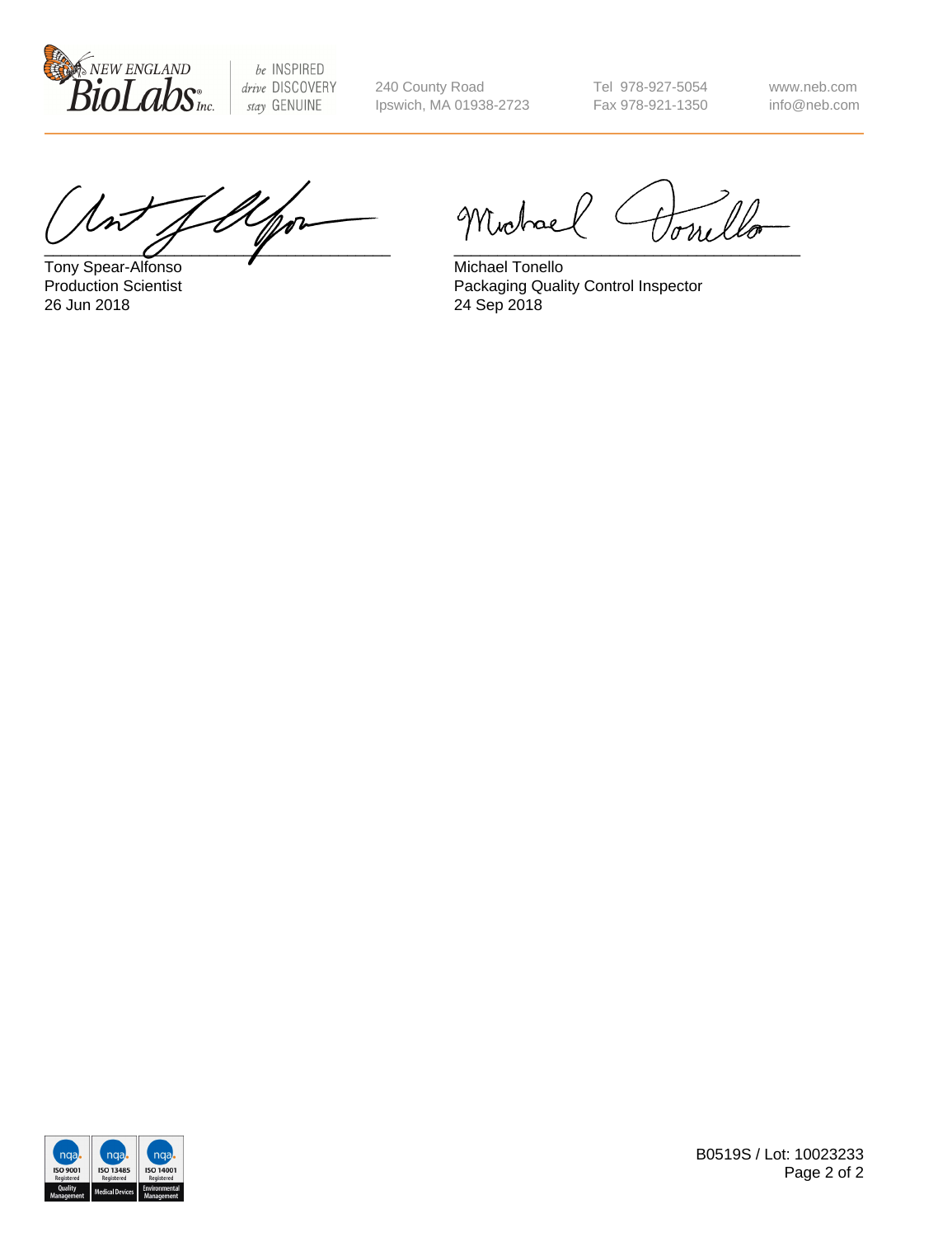Tony Spear-Alfonso
Production Scientist
26 Jun 2018

Michael Tonello
Packaging Quality Control Inspector
24 Sep 2018

B0519S / Lot: 10023233